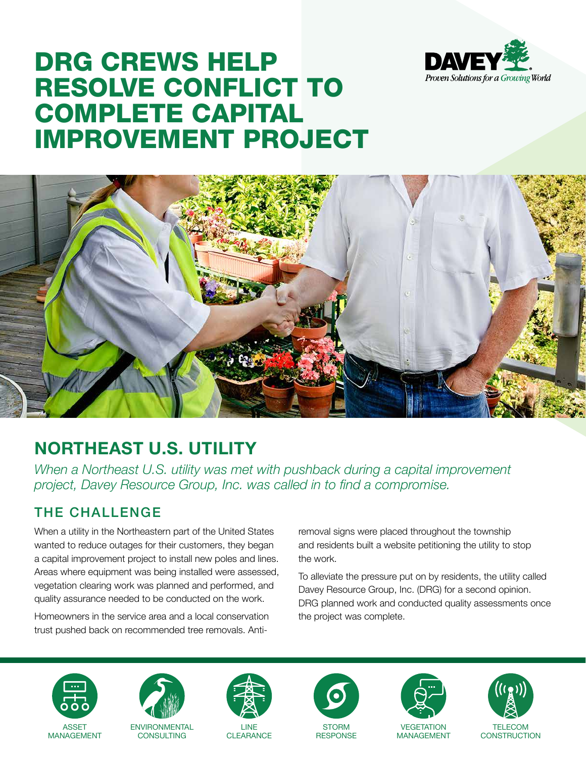# DRG CREWS HELP RESOLVE CONFLICT TO COMPLETE CAPITAL IMPROVEMENT PROJECT

DAVEY
*Proven Solutions for a Growing World*

## NORTHEAST U.S. UTILITY

*When a Northeast U.S. utility was met with pushback during a capital improvement project, Davey Resource Group, Inc. was called in to find a compromise.*

### THE CHALLENGE

When a utility in the Northeastern part of the United States wanted to reduce outages for their customers, they began a capital improvement project to install new poles and lines. Areas where equipment was being installed were assessed, vegetation clearing work was planned and performed, and quality assurance needed to be conducted on the work.

Homeowners in the service area and a local conservation trust pushed back on recommended tree removals. Anti-removal signs were placed throughout the township and residents built a website petitioning the utility to stop the work.

To alleviate the pressure put on by residents, the utility called Davey Resource Group, Inc. (DRG) for a second opinion. DRG planned work and conducted quality assessments once the project was complete.

ASSET MANAGEMENT | ENVIRONMENTAL CONSULTING | LINE CLEARANCE | STORM RESPONSE | VEGETATION MANAGEMENT | TELECOM CONSTRUCTION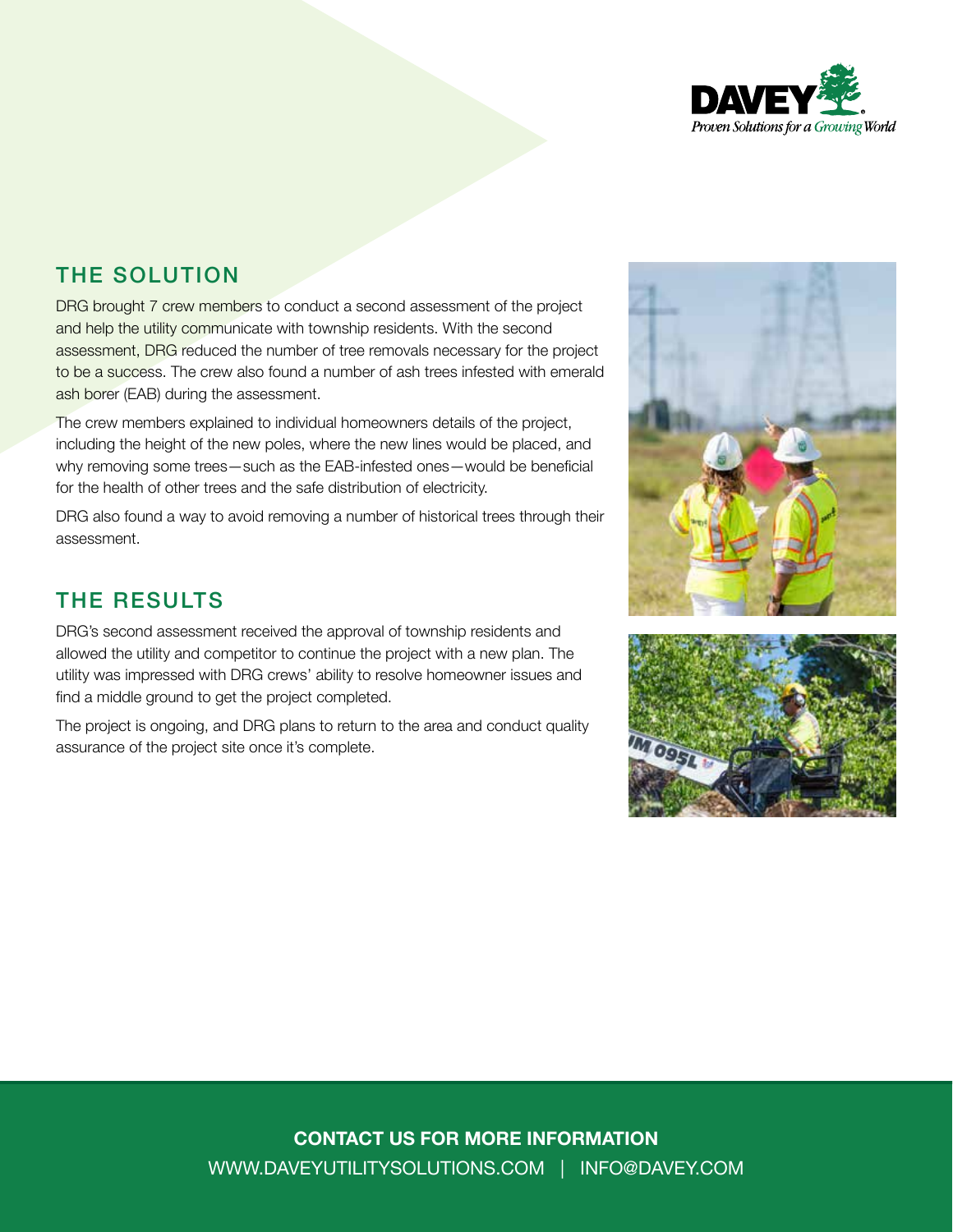## THE SOLUTION

DRG brought 7 crew members to conduct a second assessment of the project and help the utility communicate with township residents. With the second assessment, DRG reduced the number of tree removals necessary for the project to be a success. The crew also found a number of ash trees infested with emerald ash borer (EAB) during the assessment.

The crew members explained to individual homeowners details of the project, including the height of the new poles, where the new lines would be placed, and why removing some trees—such as the EAB-infested ones—would be beneficial for the health of other trees and the safe distribution of electricity.

DRG also found a way to avoid removing a number of historical trees through their assessment.

## THE RESULTS

DRG's second assessment received the approval of township residents and allowed the utility and competitor to continue the project with a new plan. The utility was impressed with DRG crews' ability to resolve homeowner issues and find a middle ground to get the project completed.

The project is ongoing, and DRG plans to return to the area and conduct quality assurance of the project site once it's complete.

**CONTACT US FOR MORE INFORMATION**

WWW.DAVEYUTILITYSOLUTIONS.COM | INFO@DAVEY.COM